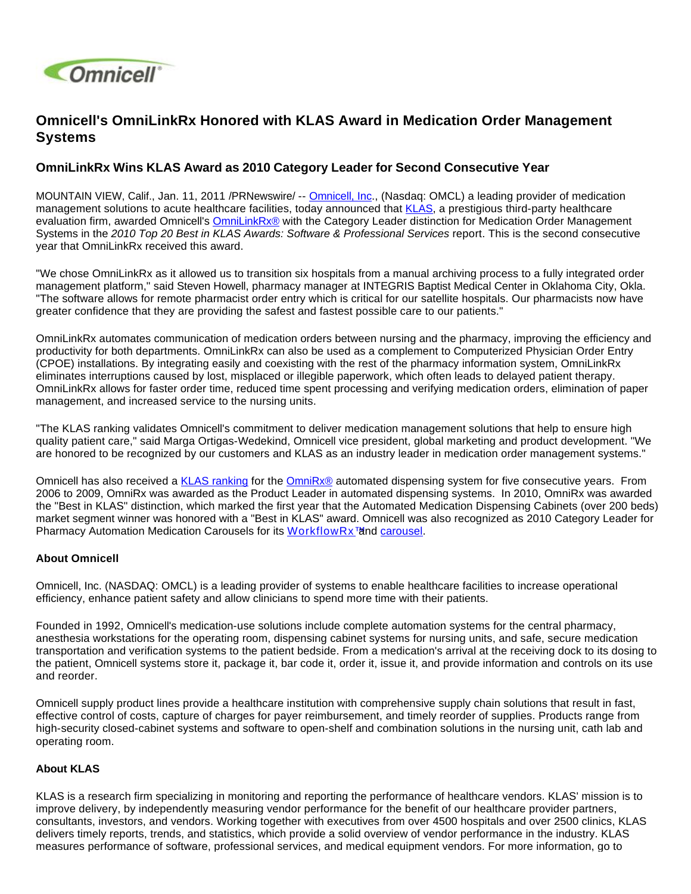# Omnicell's OmniLinkRx Honored with KLAS Award in Medication Order Management Systems

## OmniLinkRx Wins KLAS Award as 2010 Category Leader for Second Consecutive Year

MOUNTAIN VIEW, Calif., Jan. 11, 2011 /PRNewswire/ -- Omnicell, Inc., (Nasdaq: OMCL) a leading provider of medication management solutions to acute healthcare facilities, today announced that KLAS, a prestigious third-party healthcare evaluation firm, awarded Omnicell's OmniLinkRx® with the Category Leader distinction for Medication Order Management Systems in the *2010 Top 20 Best in KLAS Awards: Software & Professional Services* report. This is the second consecutive year that OmniLinkRx received this award.

"We chose OmniLinkRx as it allowed us to transition six hospitals from a manual archiving process to a fully integrated order management platform," said Steven Howell, pharmacy manager at INTEGRIS Baptist Medical Center in Oklahoma City, Okla. "The software allows for remote pharmacist order entry which is critical for our satellite hospitals. Our pharmacists now have greater confidence that they are providing the safest and fastest possible care to our patients."

OmniLinkRx automates communication of medication orders between nursing and the pharmacy, improving the efficiency and productivity for both departments. OmniLinkRx can also be used as a complement to Computerized Physician Order Entry (CPOE) installations. By integrating easily and coexisting with the rest of the pharmacy information system, OmniLinkRx eliminates interruptions caused by lost, misplaced or illegible paperwork, which often leads to delayed patient therapy. OmniLinkRx allows for faster order time, reduced time spent processing and verifying medication orders, elimination of paper management, and increased service to the nursing units.

"The KLAS ranking validates Omnicell's commitment to deliver medication management solutions that help to ensure high quality patient care," said Marga Ortigas-Wedekind, Omnicell vice president, global marketing and product development. "We are honored to be recognized by our customers and KLAS as an industry leader in medication order management systems."

Omnicell has also received a KLAS ranking for the OmniRx® automated dispensing system for five consecutive years. From 2006 to 2009, OmniRx was awarded as the Product Leader in automated dispensing systems. In 2010, OmniRx was awarded the "Best in KLAS" distinction, which marked the first year that the Automated Medication Dispensing Cabinets (over 200 beds) market segment winner was honored with a "Best in KLAS" award. Omnicell was also recognized as 2010 Category Leader for Pharmacy Automation Medication Carousels for its WorkflowRx™ and carousel.

**About Omnicell**

Omnicell, Inc. (NASDAQ: OMCL) is a leading provider of systems to enable healthcare facilities to increase operational efficiency, enhance patient safety and allow clinicians to spend more time with their patients.

Founded in 1992, Omnicell's medication-use solutions include complete automation systems for the central pharmacy, anesthesia workstations for the operating room, dispensing cabinet systems for nursing units, and safe, secure medication transportation and verification systems to the patient bedside. From a medication's arrival at the receiving dock to its dosing to the patient, Omnicell systems store it, package it, bar code it, order it, issue it, and provide information and controls on its use and reorder.

Omnicell supply product lines provide a healthcare institution with comprehensive supply chain solutions that result in fast, effective control of costs, capture of charges for payer reimbursement, and timely reorder of supplies. Products range from high-security closed-cabinet systems and software to open-shelf and combination solutions in the nursing unit, cath lab and operating room.

**About KLAS**

KLAS is a research firm specializing in monitoring and reporting the performance of healthcare vendors. KLAS' mission is to improve delivery, by independently measuring vendor performance for the benefit of our healthcare provider partners, consultants, investors, and vendors. Working together with executives from over 4500 hospitals and over 2500 clinics, KLAS delivers timely reports, trends, and statistics, which provide a solid overview of vendor performance in the industry. KLAS measures performance of software, professional services, and medical equipment vendors. For more information, go to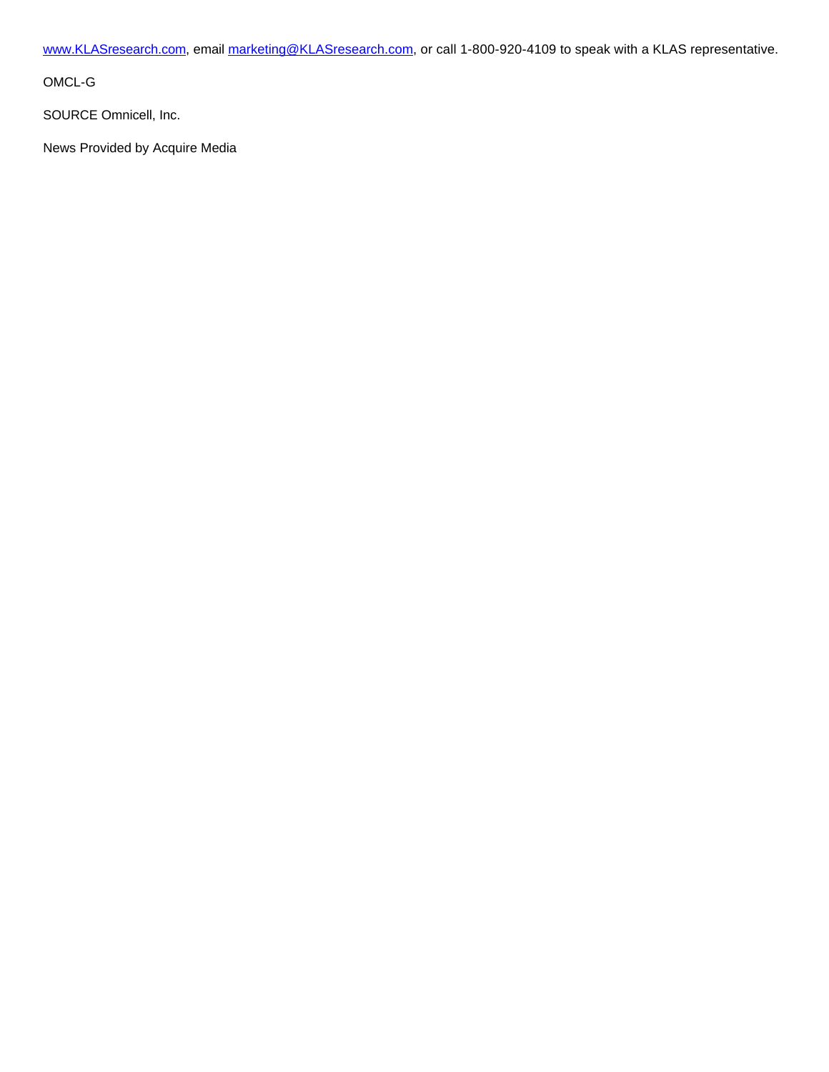www.KLASresearch.com, email marketing@KLASresearch.com, or call 1-800-920-4109 to speak with a KLAS representative.

OMCL-G

SOURCE Omnicell, Inc.

News Provided by Acquire Media